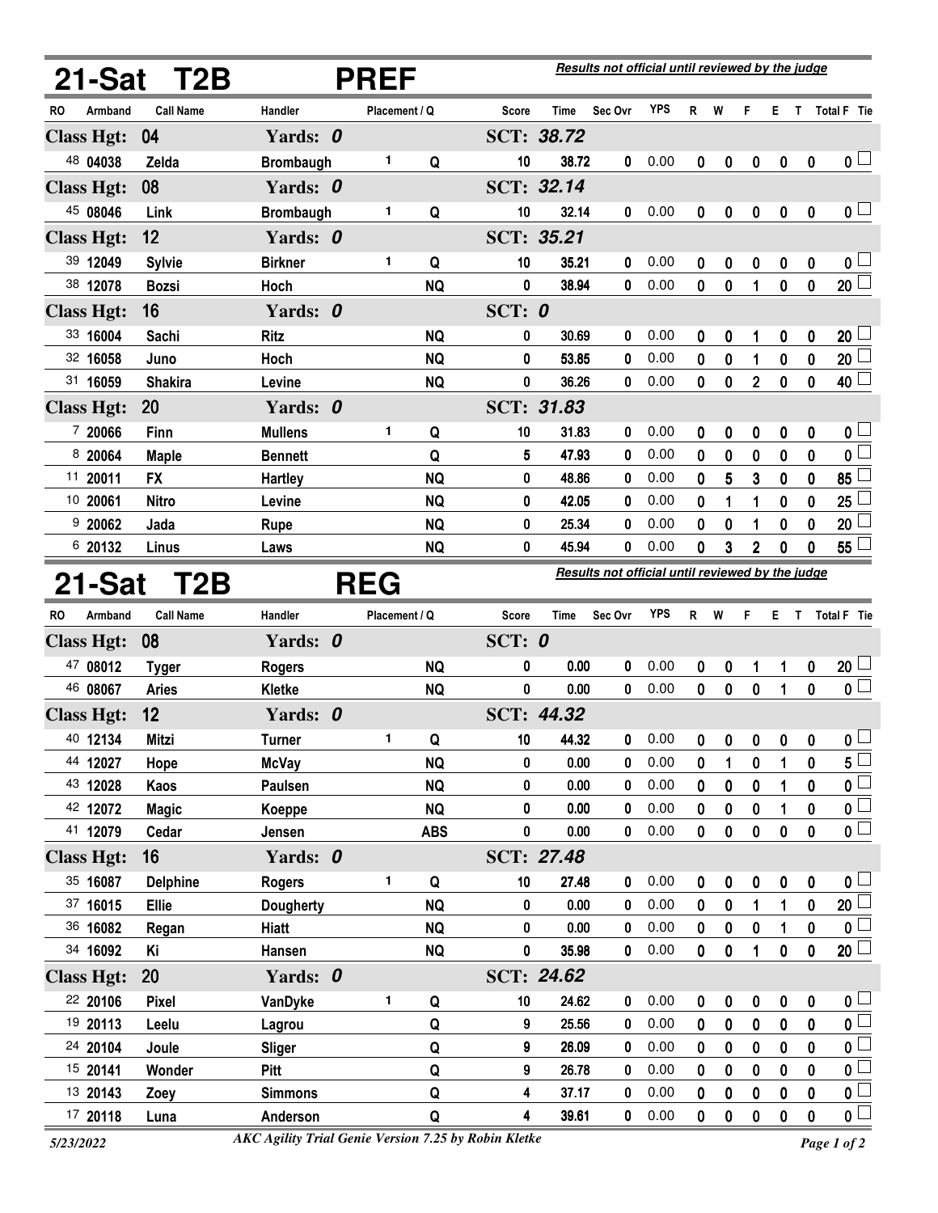## 21-Sat T2B PREF

*Results not official until reviewed by the judge*

| RO | Armband | Call Name | Handler | Placement | Q | Score | Time | Sec Ovr | YPS | R | W | F | E | T | Total F | Tie |
|---|---|---|---|---|---|---|---|---|---|---|---|---|---|---|---|---|
| **Class Hgt: 04** | | | **Yards: 0** | | | **SCT: 38.72** | | | | | | | | | | |
| 48 | 04038 | Zelda | Brombaugh | 1 | Q | 10 | 38.72 | 0 | 0.00 | 0 | 0 | 0 | 0 | 0 | 0 | ☐ |
| **Class Hgt: 08** | | | **Yards: 0** | | | **SCT: 32.14** | | | | | | | | | | |
| 45 | 08046 | Link | Brombaugh | 1 | Q | 10 | 32.14 | 0 | 0.00 | 0 | 0 | 0 | 0 | 0 | 0 | ☐ |
| **Class Hgt: 12** | | | **Yards: 0** | | | **SCT: 35.21** | | | | | | | | | | |
| 39 | 12049 | Sylvie | Birkner | 1 | Q | 10 | 35.21 | 0 | 0.00 | 0 | 0 | 0 | 0 | 0 | 0 | ☐ |
| 38 | 12078 | Bozsi | Hoch | | NQ | 0 | 38.94 | 0 | 0.00 | 0 | 0 | 1 | 0 | 0 | 20 | ☐ |
| **Class Hgt: 16** | | | **Yards: 0** | | | **SCT: 0** | | | | | | | | | | |
| 33 | 16004 | Sachi | Ritz | | NQ | 0 | 30.69 | 0 | 0.00 | 0 | 0 | 1 | 0 | 0 | 20 | ☐ |
| 32 | 16058 | Juno | Hoch | | NQ | 0 | 53.85 | 0 | 0.00 | 0 | 0 | 1 | 0 | 0 | 20 | ☐ |
| 31 | 16059 | Shakira | Levine | | NQ | 0 | 36.26 | 0 | 0.00 | 0 | 0 | 2 | 0 | 0 | 40 | ☐ |
| **Class Hgt: 20** | | | **Yards: 0** | | | **SCT: 31.83** | | | | | | | | | | |
| 7 | 20066 | Finn | Mullens | 1 | Q | 10 | 31.83 | 0 | 0.00 | 0 | 0 | 0 | 0 | 0 | 0 | ☐ |
| 8 | 20064 | Maple | Bennett | | Q | 5 | 47.93 | 0 | 0.00 | 0 | 0 | 0 | 0 | 0 | 0 | ☐ |
| 11 | 20011 | FX | Hartley | | NQ | 0 | 48.86 | 0 | 0.00 | 0 | 5 | 3 | 0 | 0 | 85 | ☐ |
| 10 | 20061 | Nitro | Levine | | NQ | 0 | 42.05 | 0 | 0.00 | 0 | 1 | 1 | 0 | 0 | 25 | ☐ |
| 9 | 20062 | Jada | Rupe | | NQ | 0 | 25.34 | 0 | 0.00 | 0 | 0 | 1 | 0 | 0 | 20 | ☐ |
| 6 | 20132 | Linus | Laws | | NQ | 0 | 45.94 | 0 | 0.00 | 0 | 3 | 2 | 0 | 0 | 55 | ☐ |

## 21-Sat T2B REG

*Results not official until reviewed by the judge*

| RO | Armband | Call Name | Handler | Placement | Q | Score | Time | Sec Ovr | YPS | R | W | F | E | T | Total F | Tie |
|---|---|---|---|---|---|---|---|---|---|---|---|---|---|---|---|---|
| **Class Hgt: 08** | | | **Yards: 0** | | | **SCT: 0** | | | | | | | | | | |
| 47 | 08012 | Tyger | Rogers | | NQ | 0 | 0.00 | 0 | 0.00 | 0 | 0 | 1 | 1 | 0 | 20 | ☐ |
| 46 | 08067 | Aries | Kletke | | NQ | 0 | 0.00 | 0 | 0.00 | 0 | 0 | 0 | 1 | 0 | 0 | ☐ |
| **Class Hgt: 12** | | | **Yards: 0** | | | **SCT: 44.32** | | | | | | | | | | |
| 40 | 12134 | Mitzi | Turner | 1 | Q | 10 | 44.32 | 0 | 0.00 | 0 | 0 | 0 | 0 | 0 | 0 | ☐ |
| 44 | 12027 | Hope | McVay | | NQ | 0 | 0.00 | 0 | 0.00 | 0 | 1 | 0 | 1 | 0 | 5 | ☐ |
| 43 | 12028 | Kaos | Paulsen | | NQ | 0 | 0.00 | 0 | 0.00 | 0 | 0 | 0 | 1 | 0 | 0 | ☐ |
| 42 | 12072 | Magic | Koeppe | | NQ | 0 | 0.00 | 0 | 0.00 | 0 | 0 | 0 | 1 | 0 | 0 | ☐ |
| 41 | 12079 | Cedar | Jensen | | ABS | 0 | 0.00 | 0 | 0.00 | 0 | 0 | 0 | 0 | 0 | 0 | ☐ |
| **Class Hgt: 16** | | | **Yards: 0** | | | **SCT: 27.48** | | | | | | | | | | |
| 35 | 16087 | Delphine | Rogers | 1 | Q | 10 | 27.48 | 0 | 0.00 | 0 | 0 | 0 | 0 | 0 | 0 | ☐ |
| 37 | 16015 | Ellie | Dougherty | | NQ | 0 | 0.00 | 0 | 0.00 | 0 | 0 | 1 | 1 | 0 | 20 | ☐ |
| 36 | 16082 | Regan | Hiatt | | NQ | 0 | 0.00 | 0 | 0.00 | 0 | 0 | 0 | 1 | 0 | 0 | ☐ |
| 34 | 16092 | Ki | Hansen | | NQ | 0 | 35.98 | 0 | 0.00 | 0 | 0 | 1 | 0 | 0 | 20 | ☐ |
| **Class Hgt: 20** | | | **Yards: 0** | | | **SCT: 24.62** | | | | | | | | | | |
| 22 | 20106 | Pixel | VanDyke | 1 | Q | 10 | 24.62 | 0 | 0.00 | 0 | 0 | 0 | 0 | 0 | 0 | ☐ |
| 19 | 20113 | Leelu | Lagrou | | Q | 9 | 25.56 | 0 | 0.00 | 0 | 0 | 0 | 0 | 0 | 0 | ☐ |
| 24 | 20104 | Joule | Sliger | | Q | 9 | 26.09 | 0 | 0.00 | 0 | 0 | 0 | 0 | 0 | 0 | ☐ |
| 15 | 20141 | Wonder | Pitt | | Q | 9 | 26.78 | 0 | 0.00 | 0 | 0 | 0 | 0 | 0 | 0 | ☐ |
| 13 | 20143 | Zoey | Simmons | | Q | 4 | 37.17 | 0 | 0.00 | 0 | 0 | 0 | 0 | 0 | 0 | ☐ |
| 17 | 20118 | Luna | Anderson | | Q | 4 | 39.61 | 0 | 0.00 | 0 | 0 | 0 | 0 | 0 | 0 | ☐ |

5/23/2022 — *AKC Agility Trial Genie Version 7.25 by Robin Kletke*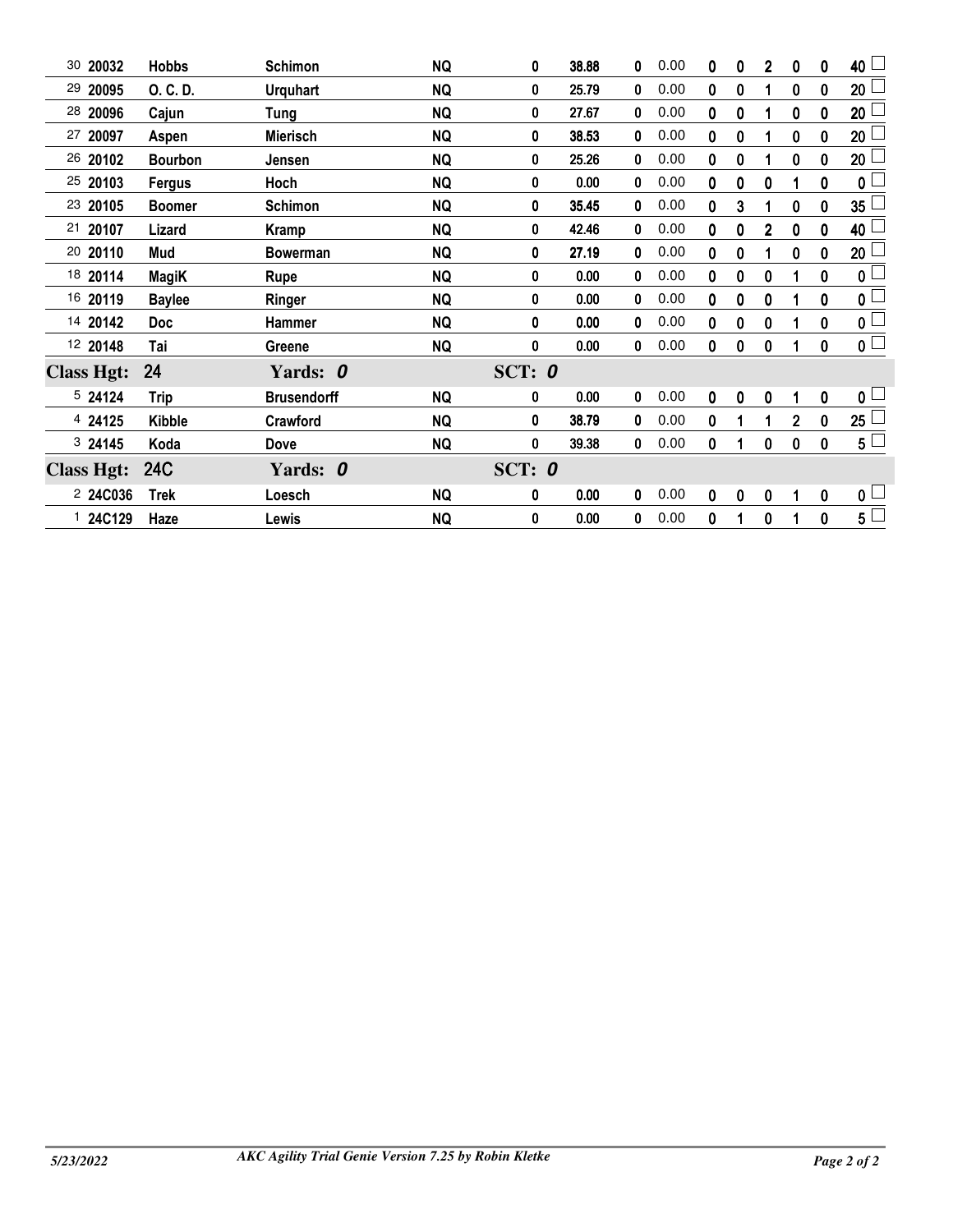| | | | | | | | | | | | | | | |
|---|---|---|---|---|---|---|---|---|---|---|---|---|---|---|
| 30 20032 | Hobbs | Schimon | NQ | 0 | 38.88 | 0 | 0.00 | 0 | 0 | 2 | 0 | 0 | 40 | ☐ |
| 29 20095 | O. C. D. | Urquhart | NQ | 0 | 25.79 | 0 | 0.00 | 0 | 0 | 1 | 0 | 0 | 20 | ☐ |
| 28 20096 | Cajun | Tung | NQ | 0 | 27.67 | 0 | 0.00 | 0 | 0 | 1 | 0 | 0 | 20 | ☐ |
| 27 20097 | Aspen | Mierisch | NQ | 0 | 38.53 | 0 | 0.00 | 0 | 0 | 1 | 0 | 0 | 20 | ☐ |
| 26 20102 | Bourbon | Jensen | NQ | 0 | 25.26 | 0 | 0.00 | 0 | 0 | 1 | 0 | 0 | 20 | ☐ |
| 25 20103 | Fergus | Hoch | NQ | 0 | 0.00 | 0 | 0.00 | 0 | 0 | 0 | 1 | 0 | 0 | ☐ |
| 23 20105 | Boomer | Schimon | NQ | 0 | 35.45 | 0 | 0.00 | 0 | 3 | 1 | 0 | 0 | 35 | ☐ |
| 21 20107 | Lizard | Kramp | NQ | 0 | 42.46 | 0 | 0.00 | 0 | 0 | 2 | 0 | 0 | 40 | ☐ |
| 20 20110 | Mud | Bowerman | NQ | 0 | 27.19 | 0 | 0.00 | 0 | 0 | 1 | 0 | 0 | 20 | ☐ |
| 18 20114 | MagiK | Rupe | NQ | 0 | 0.00 | 0 | 0.00 | 0 | 0 | 0 | 1 | 0 | 0 | ☐ |
| 16 20119 | Baylee | Ringer | NQ | 0 | 0.00 | 0 | 0.00 | 0 | 0 | 0 | 1 | 0 | 0 | ☐ |
| 14 20142 | Doc | Hammer | NQ | 0 | 0.00 | 0 | 0.00 | 0 | 0 | 0 | 1 | 0 | 0 | ☐ |
| 12 20148 | Tai | Greene | NQ | 0 | 0.00 | 0 | 0.00 | 0 | 0 | 0 | 1 | 0 | 0 | ☐ |
| **Class Hgt: 24** | | **Yards: 0** | | **SCT: 0** | | | | | | | | | | |
| 5 24124 | Trip | Brusendorff | NQ | 0 | 0.00 | 0 | 0.00 | 0 | 0 | 0 | 1 | 0 | 0 | ☐ |
| 4 24125 | Kibble | Crawford | NQ | 0 | 38.79 | 0 | 0.00 | 0 | 1 | 1 | 2 | 0 | 25 | ☐ |
| 3 24145 | Koda | Dove | NQ | 0 | 39.38 | 0 | 0.00 | 0 | 1 | 0 | 0 | 0 | 5 | ☐ |
| **Class Hgt: 24C** | | **Yards: 0** | | **SCT: 0** | | | | | | | | | | |
| 2 24C036 | Trek | Loesch | NQ | 0 | 0.00 | 0 | 0.00 | 0 | 0 | 0 | 1 | 0 | 0 | ☐ |
| 1 24C129 | Haze | Lewis | NQ | 0 | 0.00 | 0 | 0.00 | 0 | 1 | 0 | 1 | 0 | 5 | ☐ |

*5/23/2022* *AKC Agility Trial Genie Version 7.25 by Robin Kletke*